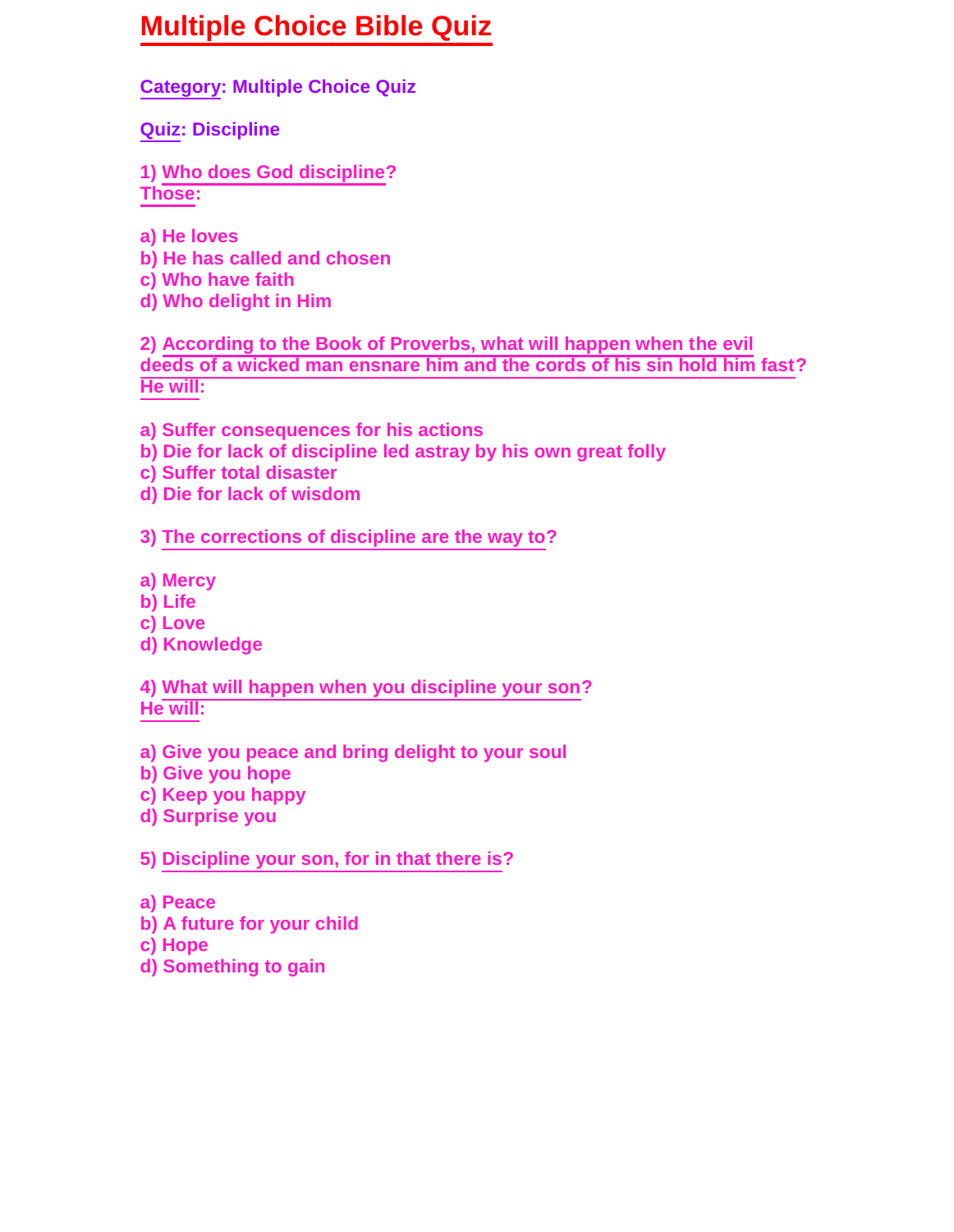# Multiple Choice Bible Quiz

**Category: Multiple Choice Quiz**

**Quiz: Discipline**

**1) Who does God discipline?**
**Those:**

a) He loves
b) He has called and chosen
c) Who have faith
d) Who delight in Him

**2) According to the Book of Proverbs, what will happen when the evil deeds of a wicked man ensnare him and the cords of his sin hold him fast?**
**He will:**

a) Suffer consequences for his actions
b) Die for lack of discipline led astray by his own great folly
c) Suffer total disaster
d) Die for lack of wisdom

**3) The corrections of discipline are the way to?**

a) Mercy
b) Life
c) Love
d) Knowledge

**4) What will happen when you discipline your son?**
**He will:**

a) Give you peace and bring delight to your soul
b) Give you hope
c) Keep you happy
d) Surprise you

**5) Discipline your son, for in that there is?**

a) Peace
b) A future for your child
c) Hope
d) Something to gain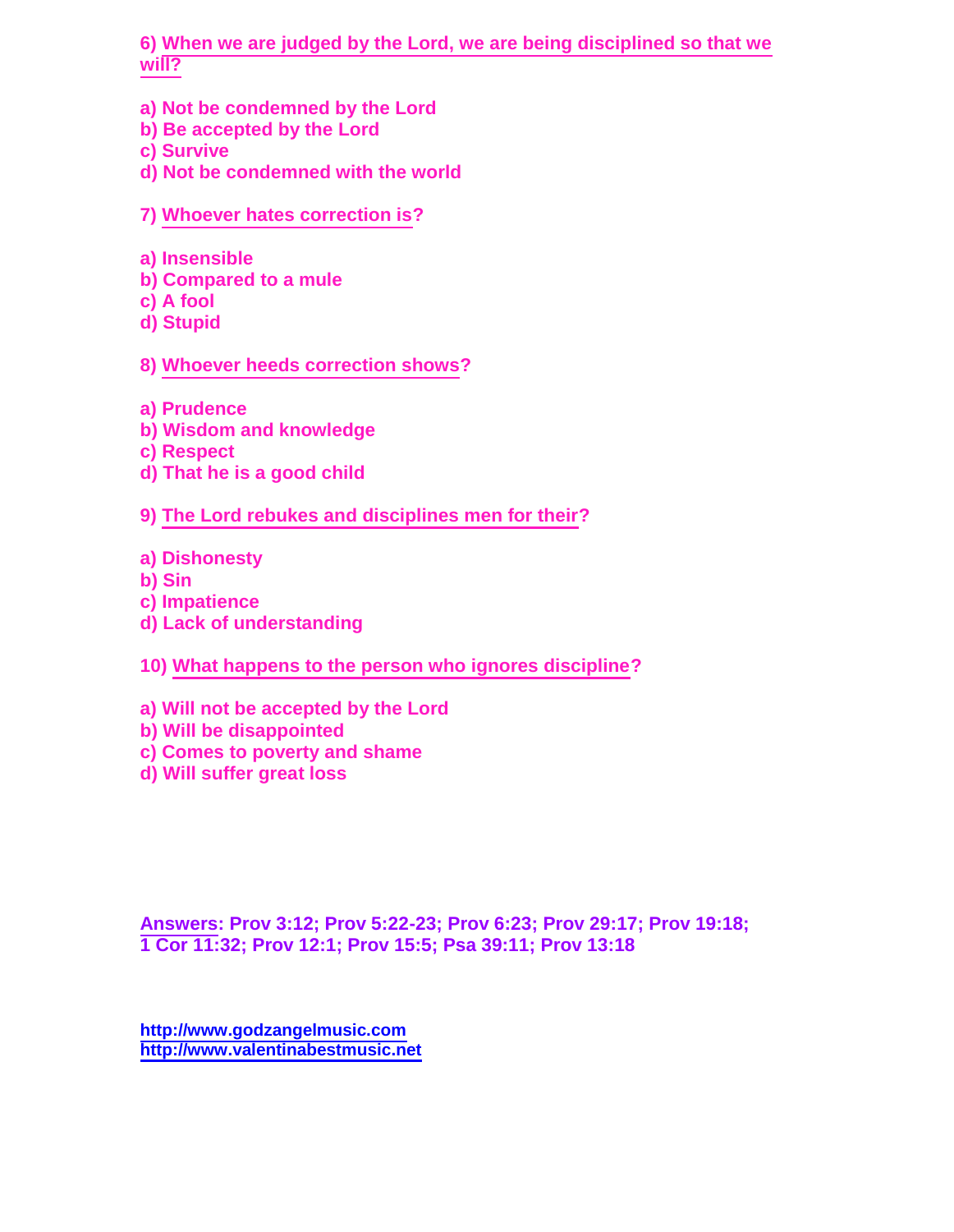**6) When we are judged by the Lord, we are being disciplined so that we will?**

**a) Not be condemned by the Lord**
**b) Be accepted by the Lord**
**c) Survive**
**d) Not be condemned with the world**

**7) Whoever hates correction is?**

**a) Insensible**
**b) Compared to a mule**
**c) A fool**
**d) Stupid**

**8) Whoever heeds correction shows?**

**a) Prudence**
**b) Wisdom and knowledge**
**c) Respect**
**d) That he is a good child**

**9) The Lord rebukes and disciplines men for their?**

**a) Dishonesty**
**b) Sin**
**c) Impatience**
**d) Lack of understanding**

**10) What happens to the person who ignores discipline?**

**a) Will not be accepted by the Lord**
**b) Will be disappointed**
**c) Comes to poverty and shame**
**d) Will suffer great loss**

**Answers: Prov 3:12; Prov 5:22-23; Prov 6:23; Prov 29:17; Prov 19:18; 1 Cor 11:32; Prov 12:1; Prov 15:5; Psa 39:11; Prov 13:18**

**http://www.godzangelmusic.com**
**http://www.valentinabestmusic.net**